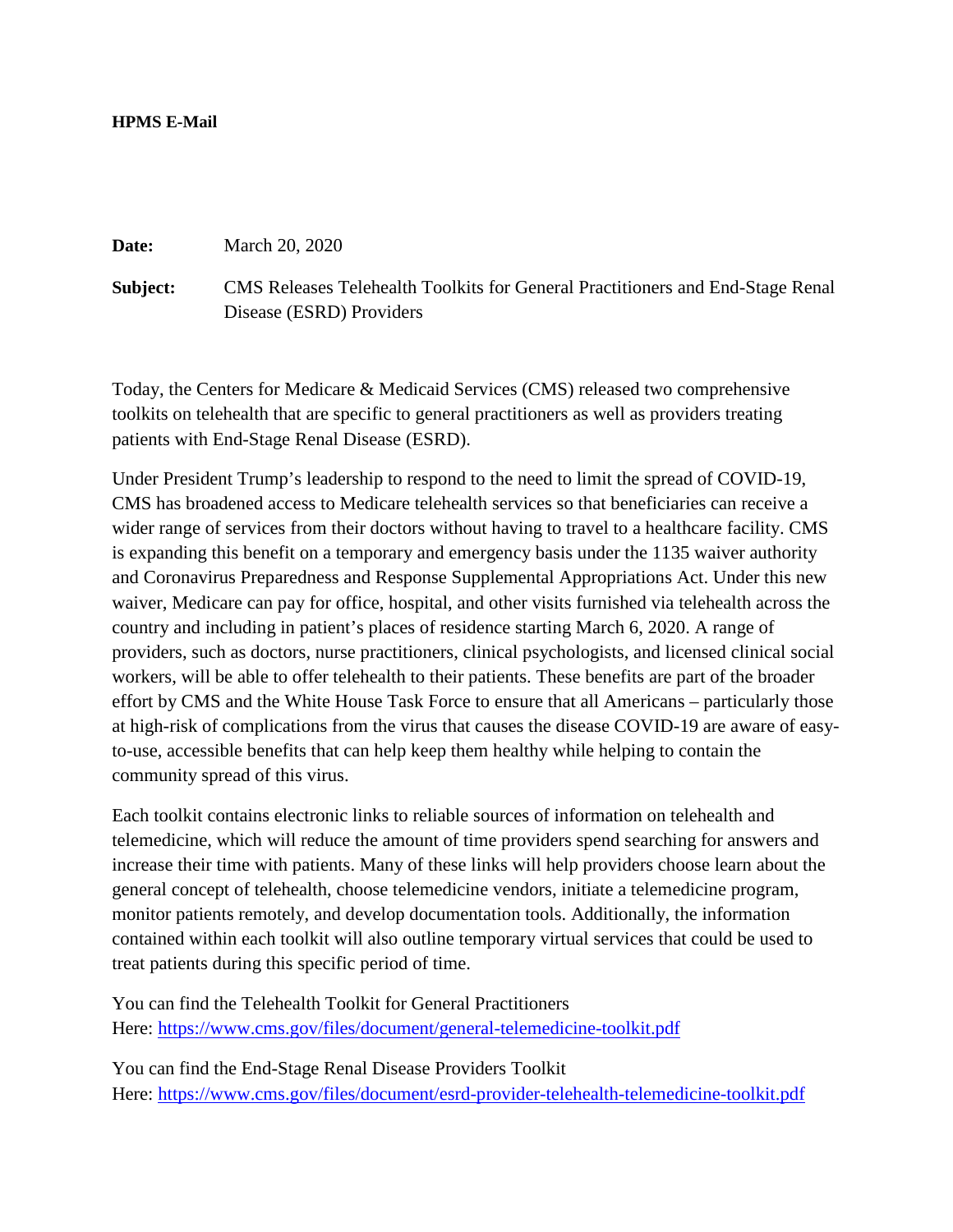**HPMS E-Mail**

**Date:** March 20, 2020

**Subject:** CMS Releases Telehealth Toolkits for General Practitioners and End-Stage Renal Disease (ESRD) Providers

Today, the Centers for Medicare & Medicaid Services (CMS) released two comprehensive toolkits on telehealth that are specific to general practitioners as well as providers treating patients with End-Stage Renal Disease (ESRD).

Under President Trump's leadership to respond to the need to limit the spread of COVID-19, CMS has broadened access to Medicare telehealth services so that beneficiaries can receive a wider range of services from their doctors without having to travel to a healthcare facility. CMS is expanding this benefit on a temporary and emergency basis under the 1135 waiver authority and Coronavirus Preparedness and Response Supplemental Appropriations Act. Under this new waiver, Medicare can pay for office, hospital, and other visits furnished via telehealth across the country and including in patient's places of residence starting March 6, 2020. A range of providers, such as doctors, nurse practitioners, clinical psychologists, and licensed clinical social workers, will be able to offer telehealth to their patients. These benefits are part of the broader effort by CMS and the White House Task Force to ensure that all Americans – particularly those at high-risk of complications from the virus that causes the disease COVID-19 are aware of easy-to-use, accessible benefits that can help keep them healthy while helping to contain the community spread of this virus.

Each toolkit contains electronic links to reliable sources of information on telehealth and telemedicine, which will reduce the amount of time providers spend searching for answers and increase their time with patients. Many of these links will help providers choose learn about the general concept of telehealth, choose telemedicine vendors, initiate a telemedicine program, monitor patients remotely, and develop documentation tools. Additionally, the information contained within each toolkit will also outline temporary virtual services that could be used to treat patients during this specific period of time.

You can find the Telehealth Toolkit for General Practitioners
Here: https://www.cms.gov/files/document/general-telemedicine-toolkit.pdf

You can find the End-Stage Renal Disease Providers Toolkit
Here: https://www.cms.gov/files/document/esrd-provider-telehealth-telemedicine-toolkit.pdf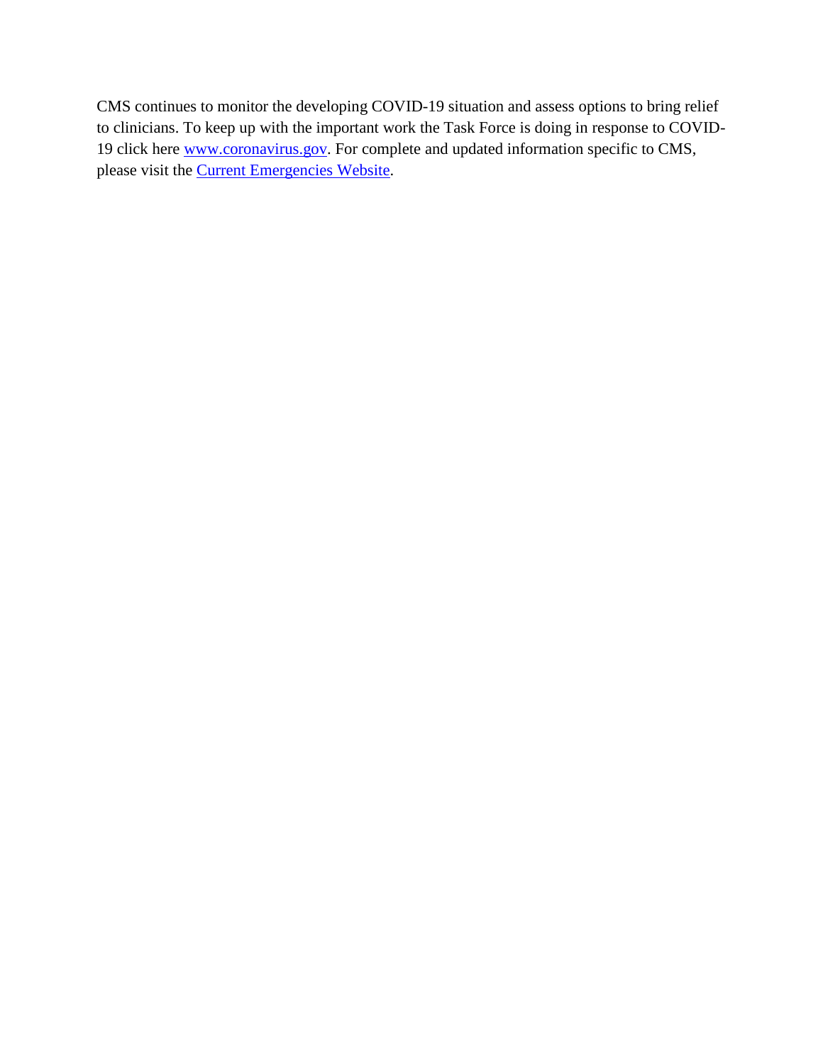CMS continues to monitor the developing COVID-19 situation and assess options to bring relief to clinicians. To keep up with the important work the Task Force is doing in response to COVID-19 click here www.coronavirus.gov. For complete and updated information specific to CMS, please visit the Current Emergencies Website.